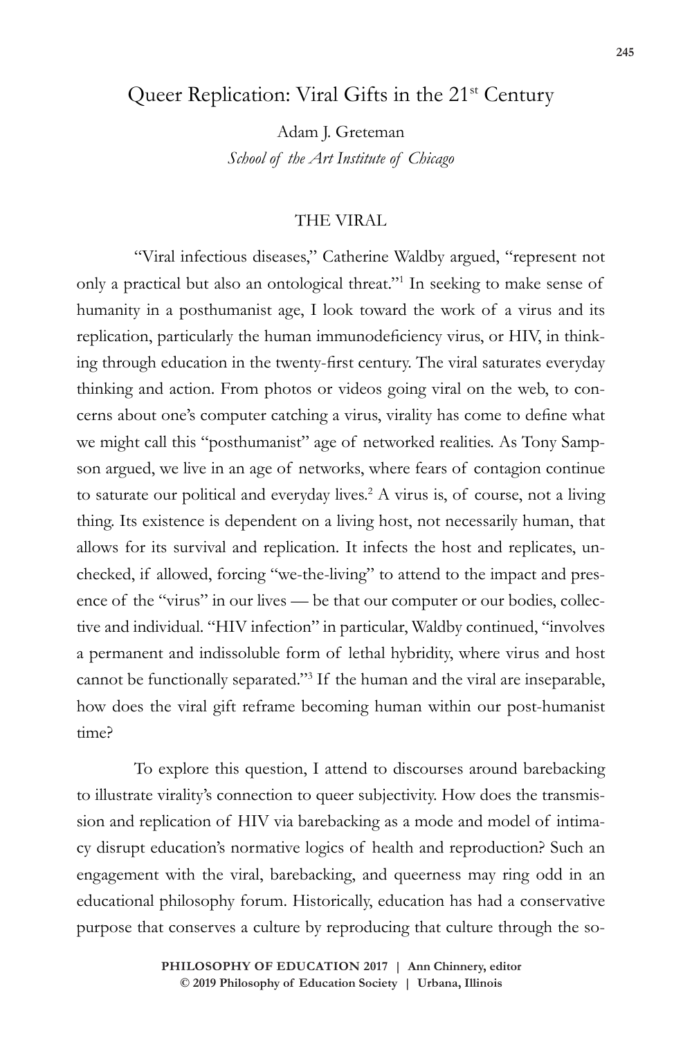# Queer Replication: Viral Gifts in the 21st Century

Adam J. Greteman
*School of the Art Institute of Chicago*

## THE VIRAL

"Viral infectious diseases," Catherine Waldby argued, "represent not only a practical but also an ontological threat."[1] In seeking to make sense of humanity in a posthumanist age, I look toward the work of a virus and its replication, particularly the human immunodeficiency virus, or HIV, in thinking through education in the twenty-first century. The viral saturates everyday thinking and action. From photos or videos going viral on the web, to concerns about one's computer catching a virus, virality has come to define what we might call this "posthumanist" age of networked realities. As Tony Sampson argued, we live in an age of networks, where fears of contagion continue to saturate our political and everyday lives.[2] A virus is, of course, not a living thing. Its existence is dependent on a living host, not necessarily human, that allows for its survival and replication. It infects the host and replicates, unchecked, if allowed, forcing "we-the-living" to attend to the impact and presence of the "virus" in our lives — be that our computer or our bodies, collective and individual. "HIV infection" in particular, Waldby continued, "involves a permanent and indissoluble form of lethal hybridity, where virus and host cannot be functionally separated."[3] If the human and the viral are inseparable, how does the viral gift reframe becoming human within our post-humanist time?

To explore this question, I attend to discourses around barebacking to illustrate virality's connection to queer subjectivity. How does the transmission and replication of HIV via barebacking as a mode and model of intimacy disrupt education's normative logics of health and reproduction? Such an engagement with the viral, barebacking, and queerness may ring odd in an educational philosophy forum. Historically, education has had a conservative purpose that conserves a culture by reproducing that culture through the so-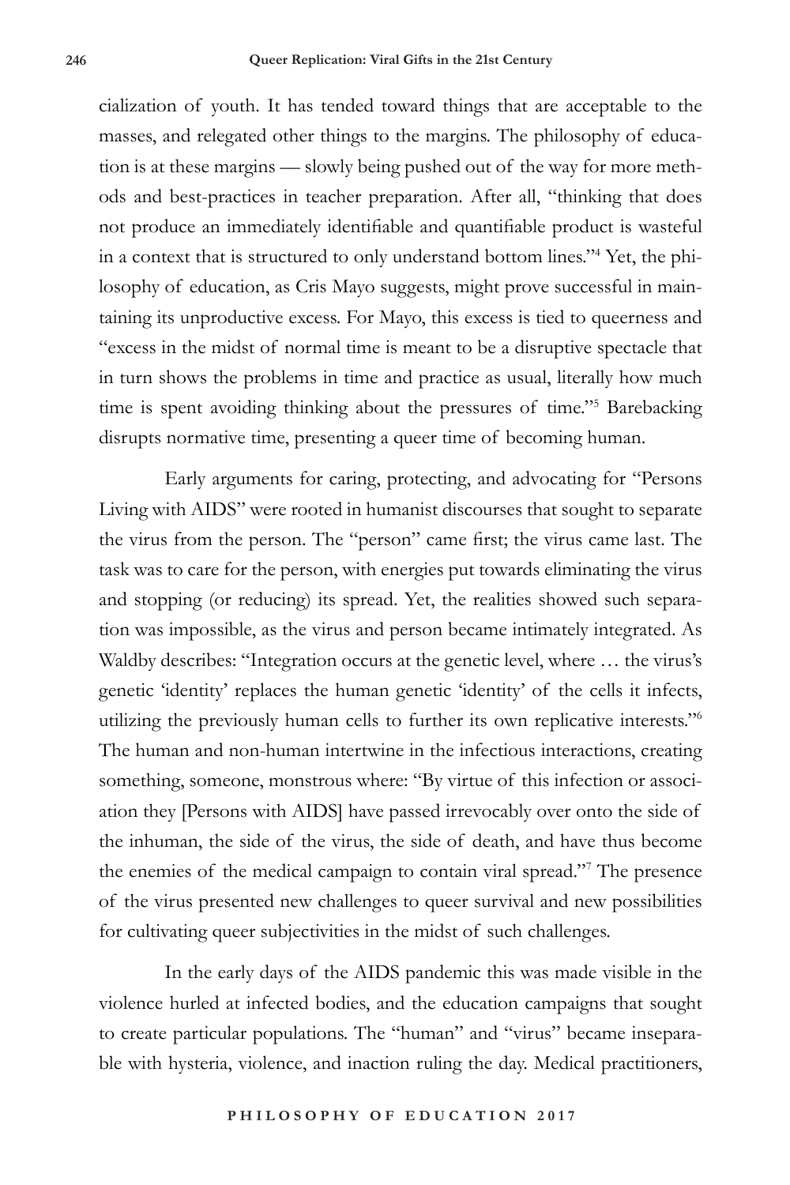cialization of youth. It has tended toward things that are acceptable to the masses, and relegated other things to the margins. The philosophy of education is at these margins — slowly being pushed out of the way for more methods and best-practices in teacher preparation. After all, "thinking that does not produce an immediately identifiable and quantifiable product is wasteful in a context that is structured to only understand bottom lines."[4] Yet, the philosophy of education, as Cris Mayo suggests, might prove successful in maintaining its unproductive excess. For Mayo, this excess is tied to queerness and "excess in the midst of normal time is meant to be a disruptive spectacle that in turn shows the problems in time and practice as usual, literally how much time is spent avoiding thinking about the pressures of time."[5] Barebacking disrupts normative time, presenting a queer time of becoming human.

Early arguments for caring, protecting, and advocating for "Persons Living with AIDS" were rooted in humanist discourses that sought to separate the virus from the person. The "person" came first; the virus came last. The task was to care for the person, with energies put towards eliminating the virus and stopping (or reducing) its spread. Yet, the realities showed such separation was impossible, as the virus and person became intimately integrated. As Waldby describes: "Integration occurs at the genetic level, where … the virus's genetic 'identity' replaces the human genetic 'identity' of the cells it infects, utilizing the previously human cells to further its own replicative interests."[6] The human and non-human intertwine in the infectious interactions, creating something, someone, monstrous where: "By virtue of this infection or association they [Persons with AIDS] have passed irrevocably over onto the side of the inhuman, the side of the virus, the side of death, and have thus become the enemies of the medical campaign to contain viral spread."[7] The presence of the virus presented new challenges to queer survival and new possibilities for cultivating queer subjectivities in the midst of such challenges.

In the early days of the AIDS pandemic this was made visible in the violence hurled at infected bodies, and the education campaigns that sought to create particular populations. The "human" and "virus" became inseparable with hysteria, violence, and inaction ruling the day. Medical practitioners,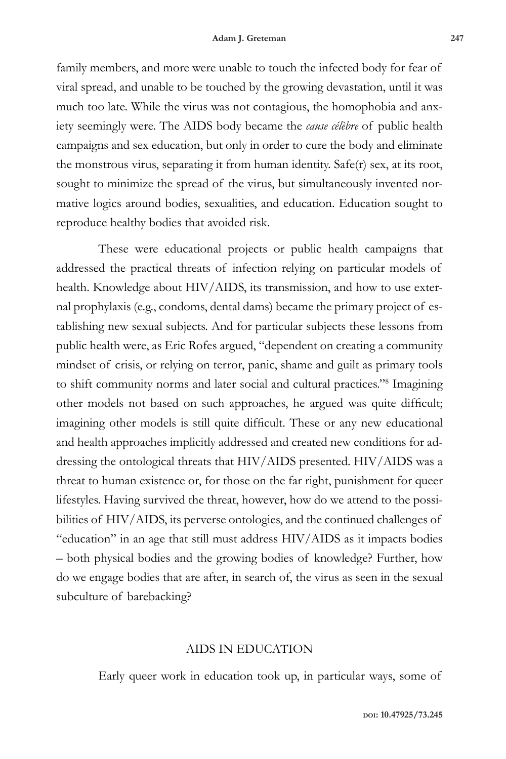family members, and more were unable to touch the infected body for fear of viral spread, and unable to be touched by the growing devastation, until it was much too late. While the virus was not contagious, the homophobia and anxiety seemingly were. The AIDS body became the *cause célèbre* of public health campaigns and sex education, but only in order to cure the body and eliminate the monstrous virus, separating it from human identity. Safe(r) sex, at its root, sought to minimize the spread of the virus, but simultaneously invented normative logics around bodies, sexualities, and education. Education sought to reproduce healthy bodies that avoided risk.

These were educational projects or public health campaigns that addressed the practical threats of infection relying on particular models of health. Knowledge about HIV/AIDS, its transmission, and how to use external prophylaxis (e.g., condoms, dental dams) became the primary project of establishing new sexual subjects. And for particular subjects these lessons from public health were, as Eric Rofes argued, "dependent on creating a community mindset of crisis, or relying on terror, panic, shame and guilt as primary tools to shift community norms and later social and cultural practices."[8] Imagining other models not based on such approaches, he argued was quite difficult; imagining other models is still quite difficult. These or any new educational and health approaches implicitly addressed and created new conditions for addressing the ontological threats that HIV/AIDS presented. HIV/AIDS was a threat to human existence or, for those on the far right, punishment for queer lifestyles. Having survived the threat, however, how do we attend to the possibilities of HIV/AIDS, its perverse ontologies, and the continued challenges of "education" in an age that still must address HIV/AIDS as it impacts bodies – both physical bodies and the growing bodies of knowledge? Further, how do we engage bodies that are after, in search of, the virus as seen in the sexual subculture of barebacking?

## AIDS IN EDUCATION

Early queer work in education took up, in particular ways, some of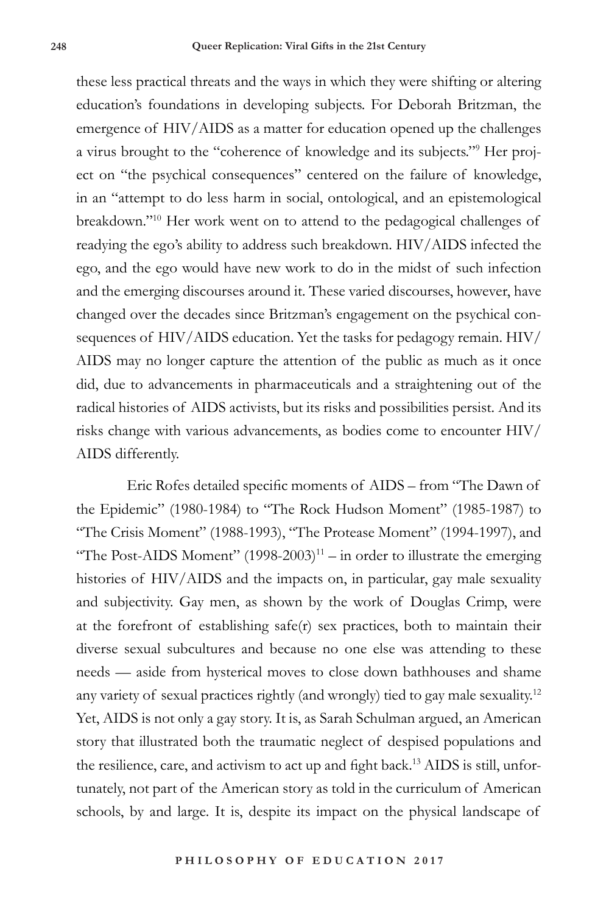these less practical threats and the ways in which they were shifting or altering education's foundations in developing subjects. For Deborah Britzman, the emergence of HIV/AIDS as a matter for education opened up the challenges a virus brought to the "coherence of knowledge and its subjects."[9] Her project on "the psychical consequences" centered on the failure of knowledge, in an "attempt to do less harm in social, ontological, and an epistemological breakdown."[10] Her work went on to attend to the pedagogical challenges of readying the ego's ability to address such breakdown. HIV/AIDS infected the ego, and the ego would have new work to do in the midst of such infection and the emerging discourses around it. These varied discourses, however, have changed over the decades since Britzman's engagement on the psychical consequences of HIV/AIDS education. Yet the tasks for pedagogy remain. HIV/AIDS may no longer capture the attention of the public as much as it once did, due to advancements in pharmaceuticals and a straightening out of the radical histories of AIDS activists, but its risks and possibilities persist. And its risks change with various advancements, as bodies come to encounter HIV/AIDS differently.

Eric Rofes detailed specific moments of AIDS – from "The Dawn of the Epidemic" (1980-1984) to "The Rock Hudson Moment" (1985-1987) to "The Crisis Moment" (1988-1993), "The Protease Moment" (1994-1997), and "The Post-AIDS Moment" (1998-2003)[11] – in order to illustrate the emerging histories of HIV/AIDS and the impacts on, in particular, gay male sexuality and subjectivity. Gay men, as shown by the work of Douglas Crimp, were at the forefront of establishing safe(r) sex practices, both to maintain their diverse sexual subcultures and because no one else was attending to these needs — aside from hysterical moves to close down bathhouses and shame any variety of sexual practices rightly (and wrongly) tied to gay male sexuality.[12] Yet, AIDS is not only a gay story. It is, as Sarah Schulman argued, an American story that illustrated both the traumatic neglect of despised populations and the resilience, care, and activism to act up and fight back.[13] AIDS is still, unfortunately, not part of the American story as told in the curriculum of American schools, by and large. It is, despite its impact on the physical landscape of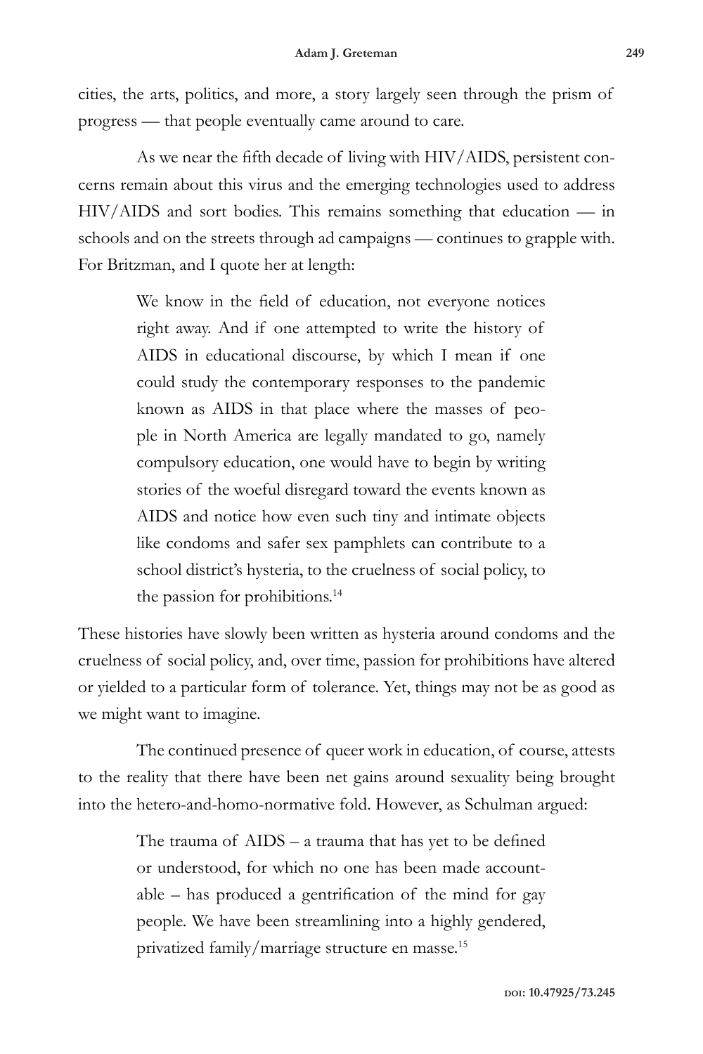cities, the arts, politics, and more, a story largely seen through the prism of progress — that people eventually came around to care.

As we near the fifth decade of living with HIV/AIDS, persistent concerns remain about this virus and the emerging technologies used to address HIV/AIDS and sort bodies. This remains something that education — in schools and on the streets through ad campaigns — continues to grapple with. For Britzman, and I quote her at length:

> We know in the field of education, not everyone notices right away. And if one attempted to write the history of AIDS in educational discourse, by which I mean if one could study the contemporary responses to the pandemic known as AIDS in that place where the masses of people in North America are legally mandated to go, namely compulsory education, one would have to begin by writing stories of the woeful disregard toward the events known as AIDS and notice how even such tiny and intimate objects like condoms and safer sex pamphlets can contribute to a school district's hysteria, to the cruelness of social policy, to the passion for prohibitions.[14]

These histories have slowly been written as hysteria around condoms and the cruelness of social policy, and, over time, passion for prohibitions have altered or yielded to a particular form of tolerance. Yet, things may not be as good as we might want to imagine.

The continued presence of queer work in education, of course, attests to the reality that there have been net gains around sexuality being brought into the hetero-and-homo-normative fold. However, as Schulman argued:

> The trauma of AIDS – a trauma that has yet to be defined or understood, for which no one has been made accountable – has produced a gentrification of the mind for gay people. We have been streamlining into a highly gendered, privatized family/marriage structure en masse.[15]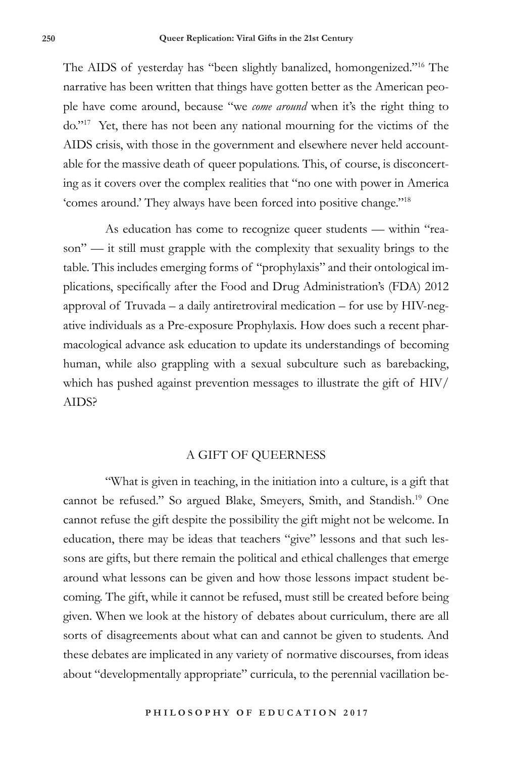The AIDS of yesterday has "been slightly banalized, homongenized."[16] The narrative has been written that things have gotten better as the American people have come around, because "we *come around* when it's the right thing to do."[17] Yet, there has not been any national mourning for the victims of the AIDS crisis, with those in the government and elsewhere never held accountable for the massive death of queer populations. This, of course, is disconcerting as it covers over the complex realities that "no one with power in America 'comes around.' They always have been forced into positive change."[18]

As education has come to recognize queer students — within "reason" — it still must grapple with the complexity that sexuality brings to the table. This includes emerging forms of "prophylaxis" and their ontological implications, specifically after the Food and Drug Administration's (FDA) 2012 approval of Truvada – a daily antiretroviral medication – for use by HIV-negative individuals as a Pre-exposure Prophylaxis. How does such a recent pharmacological advance ask education to update its understandings of becoming human, while also grappling with a sexual subculture such as barebacking, which has pushed against prevention messages to illustrate the gift of HIV/AIDS?

## A GIFT OF QUEERNESS

"What is given in teaching, in the initiation into a culture, is a gift that cannot be refused." So argued Blake, Smeyers, Smith, and Standish.[19] One cannot refuse the gift despite the possibility the gift might not be welcome. In education, there may be ideas that teachers "give" lessons and that such lessons are gifts, but there remain the political and ethical challenges that emerge around what lessons can be given and how those lessons impact student becoming. The gift, while it cannot be refused, must still be created before being given. When we look at the history of debates about curriculum, there are all sorts of disagreements about what can and cannot be given to students. And these debates are implicated in any variety of normative discourses, from ideas about "developmentally appropriate" curricula, to the perennial vacillation be-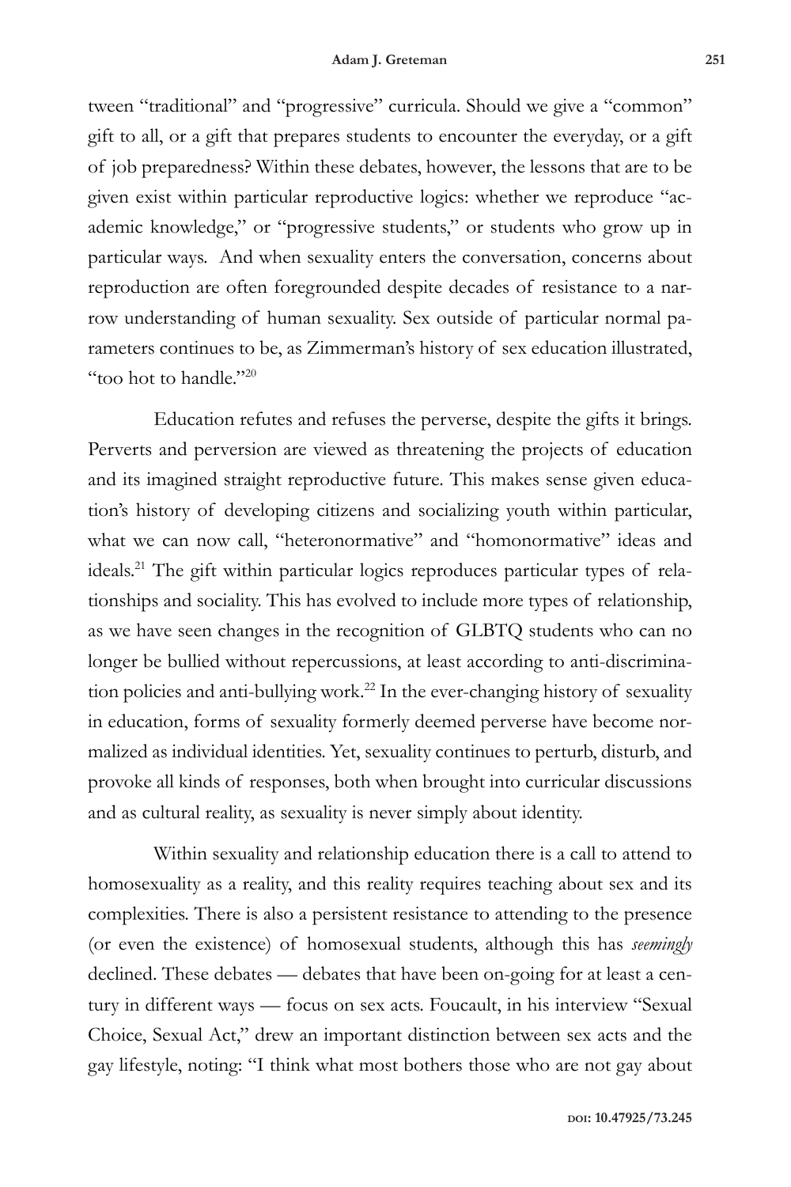tween "traditional" and "progressive" curricula. Should we give a "common" gift to all, or a gift that prepares students to encounter the everyday, or a gift of job preparedness? Within these debates, however, the lessons that are to be given exist within particular reproductive logics: whether we reproduce "academic knowledge," or "progressive students," or students who grow up in particular ways. And when sexuality enters the conversation, concerns about reproduction are often foregrounded despite decades of resistance to a narrow understanding of human sexuality. Sex outside of particular normal parameters continues to be, as Zimmerman's history of sex education illustrated, "too hot to handle."[20]

Education refutes and refuses the perverse, despite the gifts it brings. Perverts and perversion are viewed as threatening the projects of education and its imagined straight reproductive future. This makes sense given education's history of developing citizens and socializing youth within particular, what we can now call, "heteronormative" and "homonormative" ideas and ideals.[21] The gift within particular logics reproduces particular types of relationships and sociality. This has evolved to include more types of relationship, as we have seen changes in the recognition of GLBTQ students who can no longer be bullied without repercussions, at least according to anti-discrimination policies and anti-bullying work.[22] In the ever-changing history of sexuality in education, forms of sexuality formerly deemed perverse have become normalized as individual identities. Yet, sexuality continues to perturb, disturb, and provoke all kinds of responses, both when brought into curricular discussions and as cultural reality, as sexuality is never simply about identity.

Within sexuality and relationship education there is a call to attend to homosexuality as a reality, and this reality requires teaching about sex and its complexities. There is also a persistent resistance to attending to the presence (or even the existence) of homosexual students, although this has *seemingly* declined. These debates — debates that have been on-going for at least a century in different ways — focus on sex acts. Foucault, in his interview "Sexual Choice, Sexual Act," drew an important distinction between sex acts and the gay lifestyle, noting: "I think what most bothers those who are not gay about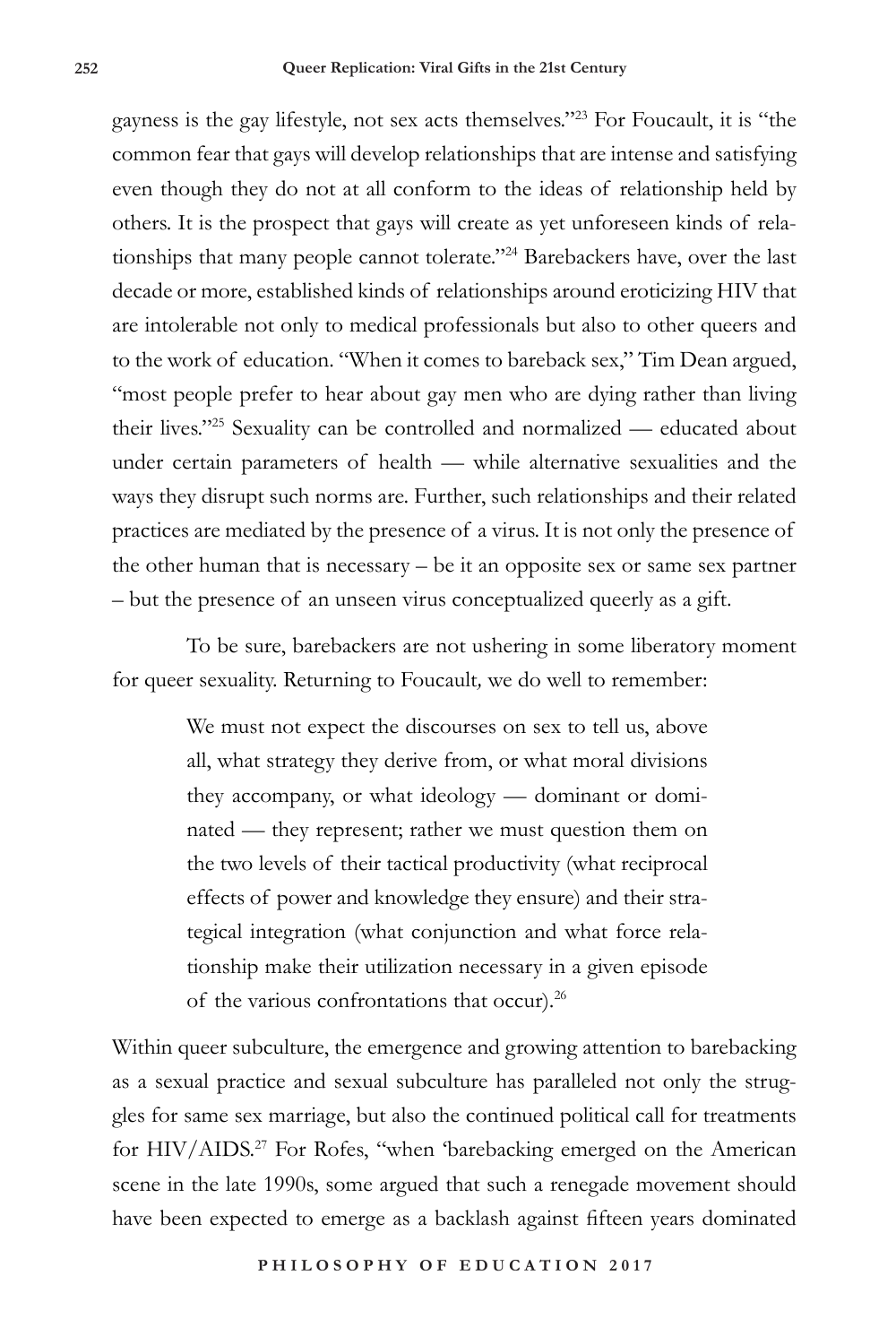gayness is the gay lifestyle, not sex acts themselves."[23] For Foucault, it is "the common fear that gays will develop relationships that are intense and satisfying even though they do not at all conform to the ideas of relationship held by others. It is the prospect that gays will create as yet unforeseen kinds of relationships that many people cannot tolerate."[24] Barebackers have, over the last decade or more, established kinds of relationships around eroticizing HIV that are intolerable not only to medical professionals but also to other queers and to the work of education. "When it comes to bareback sex," Tim Dean argued, "most people prefer to hear about gay men who are dying rather than living their lives."[25] Sexuality can be controlled and normalized — educated about under certain parameters of health — while alternative sexualities and the ways they disrupt such norms are. Further, such relationships and their related practices are mediated by the presence of a virus. It is not only the presence of the other human that is necessary – be it an opposite sex or same sex partner – but the presence of an unseen virus conceptualized queerly as a gift.

To be sure, barebackers are not ushering in some liberatory moment for queer sexuality. Returning to Foucault*,* we do well to remember:

> We must not expect the discourses on sex to tell us, above all, what strategy they derive from, or what moral divisions they accompany, or what ideology — dominant or dominated — they represent; rather we must question them on the two levels of their tactical productivity (what reciprocal effects of power and knowledge they ensure) and their strategical integration (what conjunction and what force relationship make their utilization necessary in a given episode of the various confrontations that occur).[26]

Within queer subculture, the emergence and growing attention to barebacking as a sexual practice and sexual subculture has paralleled not only the struggles for same sex marriage, but also the continued political call for treatments for HIV/AIDS.[27] For Rofes, "when 'barebacking emerged on the American scene in the late 1990s, some argued that such a renegade movement should have been expected to emerge as a backlash against fifteen years dominated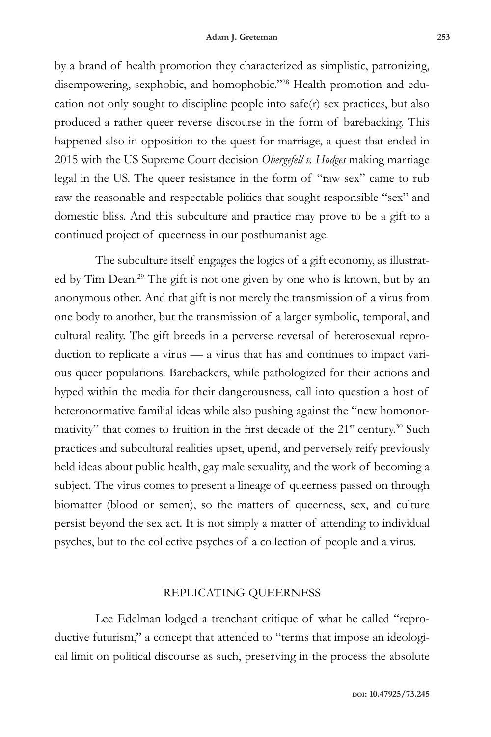by a brand of health promotion they characterized as simplistic, patronizing, disempowering, sexphobic, and homophobic."[28] Health promotion and education not only sought to discipline people into safe(r) sex practices, but also produced a rather queer reverse discourse in the form of barebacking. This happened also in opposition to the quest for marriage, a quest that ended in 2015 with the US Supreme Court decision *Obergefell v. Hodges* making marriage legal in the US. The queer resistance in the form of "raw sex" came to rub raw the reasonable and respectable politics that sought responsible "sex" and domestic bliss. And this subculture and practice may prove to be a gift to a continued project of queerness in our posthumanist age.

The subculture itself engages the logics of a gift economy, as illustrated by Tim Dean.[29] The gift is not one given by one who is known, but by an anonymous other. And that gift is not merely the transmission of a virus from one body to another, but the transmission of a larger symbolic, temporal, and cultural reality. The gift breeds in a perverse reversal of heterosexual reproduction to replicate a virus — a virus that has and continues to impact various queer populations. Barebackers, while pathologized for their actions and hyped within the media for their dangerousness, call into question a host of heteronormative familial ideas while also pushing against the "new homonormativity" that comes to fruition in the first decade of the 21st century.[30] Such practices and subcultural realities upset, upend, and perversely reify previously held ideas about public health, gay male sexuality, and the work of becoming a subject. The virus comes to present a lineage of queerness passed on through biomatter (blood or semen), so the matters of queerness, sex, and culture persist beyond the sex act. It is not simply a matter of attending to individual psyches, but to the collective psyches of a collection of people and a virus.

## REPLICATING QUEERNESS

Lee Edelman lodged a trenchant critique of what he called "reproductive futurism," a concept that attended to "terms that impose an ideological limit on political discourse as such, preserving in the process the absolute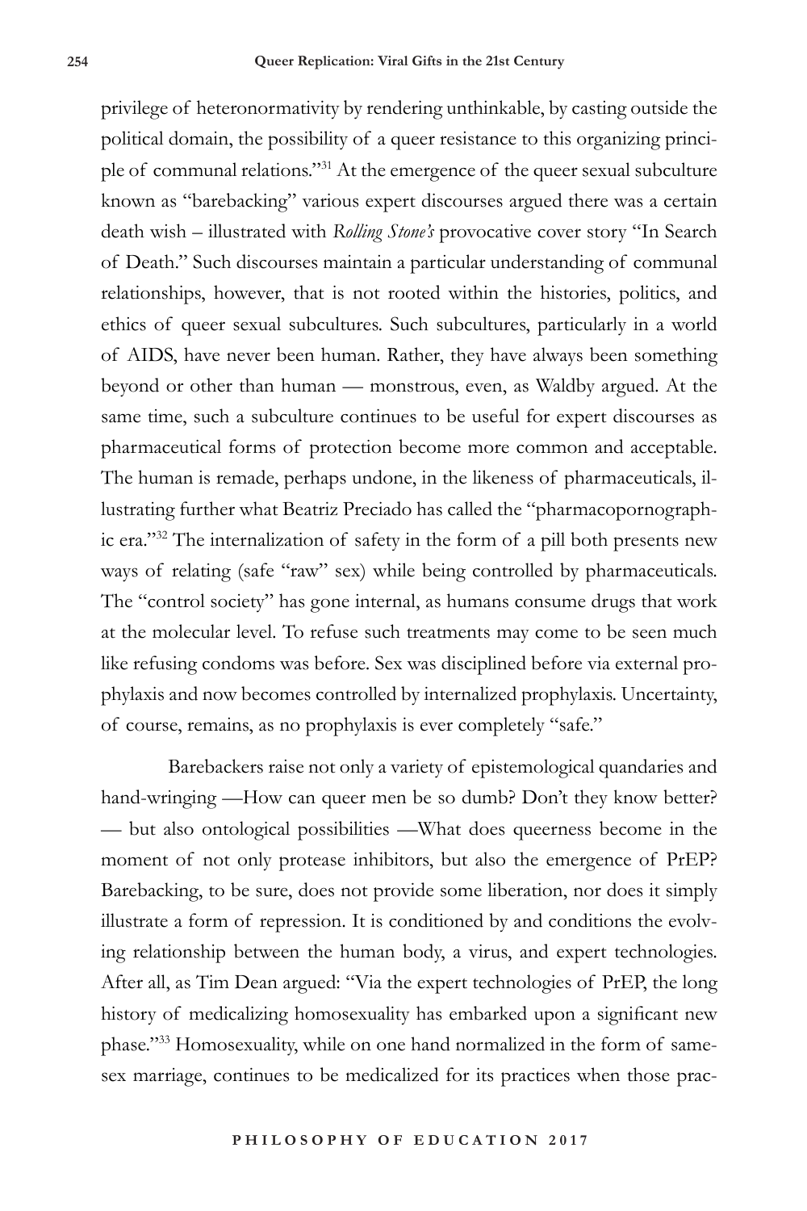privilege of heteronormativity by rendering unthinkable, by casting outside the political domain, the possibility of a queer resistance to this organizing principle of communal relations."[31] At the emergence of the queer sexual subculture known as "barebacking" various expert discourses argued there was a certain death wish – illustrated with *Rolling Stone's* provocative cover story "In Search of Death." Such discourses maintain a particular understanding of communal relationships, however, that is not rooted within the histories, politics, and ethics of queer sexual subcultures. Such subcultures, particularly in a world of AIDS, have never been human. Rather, they have always been something beyond or other than human — monstrous, even, as Waldby argued. At the same time, such a subculture continues to be useful for expert discourses as pharmaceutical forms of protection become more common and acceptable. The human is remade, perhaps undone, in the likeness of pharmaceuticals, illustrating further what Beatriz Preciado has called the "pharmacopornographic era."[32] The internalization of safety in the form of a pill both presents new ways of relating (safe "raw" sex) while being controlled by pharmaceuticals. The "control society" has gone internal, as humans consume drugs that work at the molecular level. To refuse such treatments may come to be seen much like refusing condoms was before. Sex was disciplined before via external prophylaxis and now becomes controlled by internalized prophylaxis. Uncertainty, of course, remains, as no prophylaxis is ever completely "safe."

Barebackers raise not only a variety of epistemological quandaries and hand-wringing —How can queer men be so dumb? Don't they know better? — but also ontological possibilities —What does queerness become in the moment of not only protease inhibitors, but also the emergence of PrEP? Barebacking, to be sure, does not provide some liberation, nor does it simply illustrate a form of repression. It is conditioned by and conditions the evolving relationship between the human body, a virus, and expert technologies. After all, as Tim Dean argued: "Via the expert technologies of PrEP, the long history of medicalizing homosexuality has embarked upon a significant new phase."[33] Homosexuality, while on one hand normalized in the form of same-sex marriage, continues to be medicalized for its practices when those prac-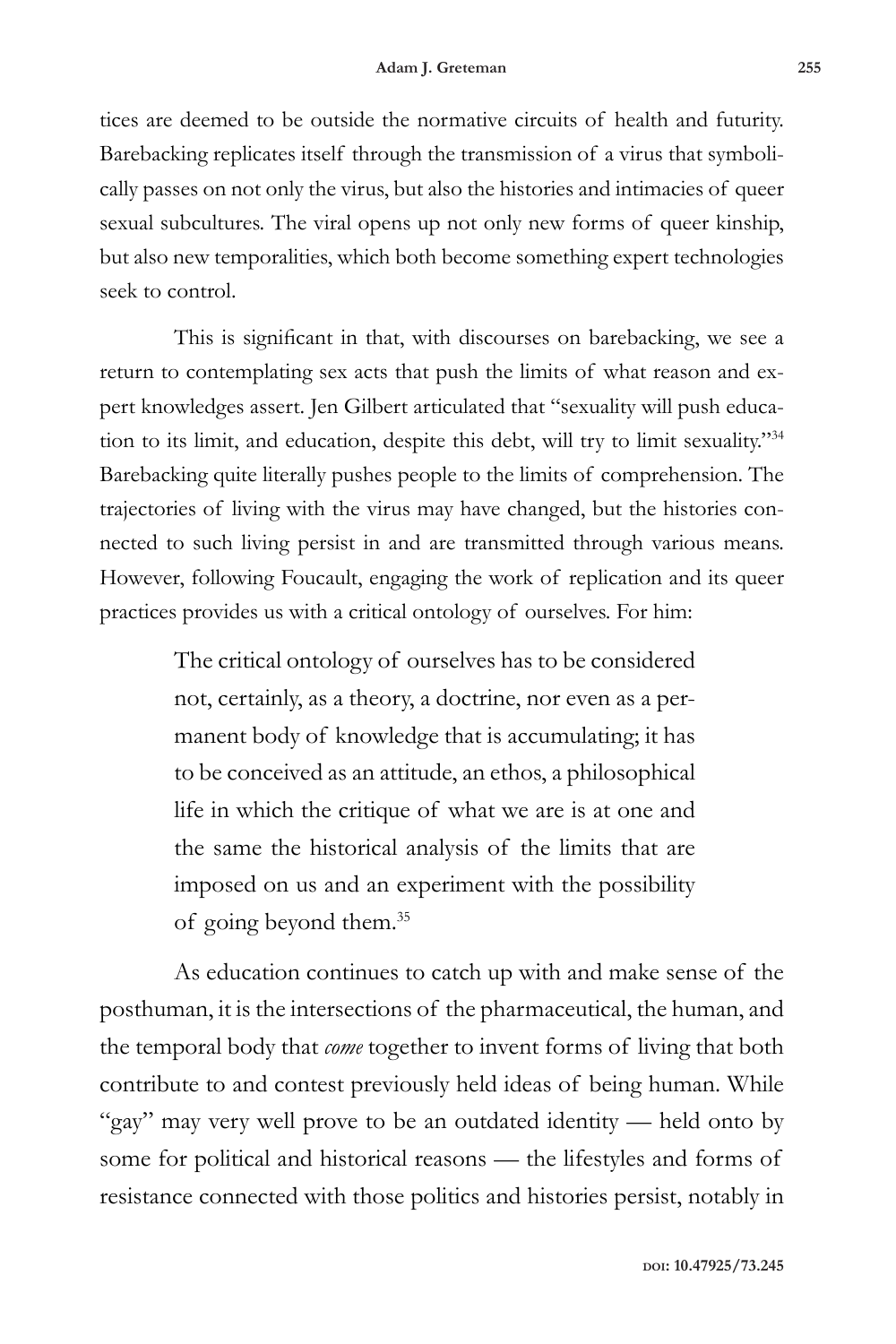tices are deemed to be outside the normative circuits of health and futurity. Barebacking replicates itself through the transmission of a virus that symbolically passes on not only the virus, but also the histories and intimacies of queer sexual subcultures. The viral opens up not only new forms of queer kinship, but also new temporalities, which both become something expert technologies seek to control.

This is significant in that, with discourses on barebacking, we see a return to contemplating sex acts that push the limits of what reason and expert knowledges assert. Jen Gilbert articulated that "sexuality will push education to its limit, and education, despite this debt, will try to limit sexuality."[34] Barebacking quite literally pushes people to the limits of comprehension. The trajectories of living with the virus may have changed, but the histories connected to such living persist in and are transmitted through various means. However, following Foucault, engaging the work of replication and its queer practices provides us with a critical ontology of ourselves. For him:

> The critical ontology of ourselves has to be considered not, certainly, as a theory, a doctrine, nor even as a permanent body of knowledge that is accumulating; it has to be conceived as an attitude, an ethos, a philosophical life in which the critique of what we are is at one and the same the historical analysis of the limits that are imposed on us and an experiment with the possibility of going beyond them.[35]

As education continues to catch up with and make sense of the posthuman, it is the intersections of the pharmaceutical, the human, and the temporal body that *come* together to invent forms of living that both contribute to and contest previously held ideas of being human. While "gay" may very well prove to be an outdated identity — held onto by some for political and historical reasons — the lifestyles and forms of resistance connected with those politics and histories persist, notably in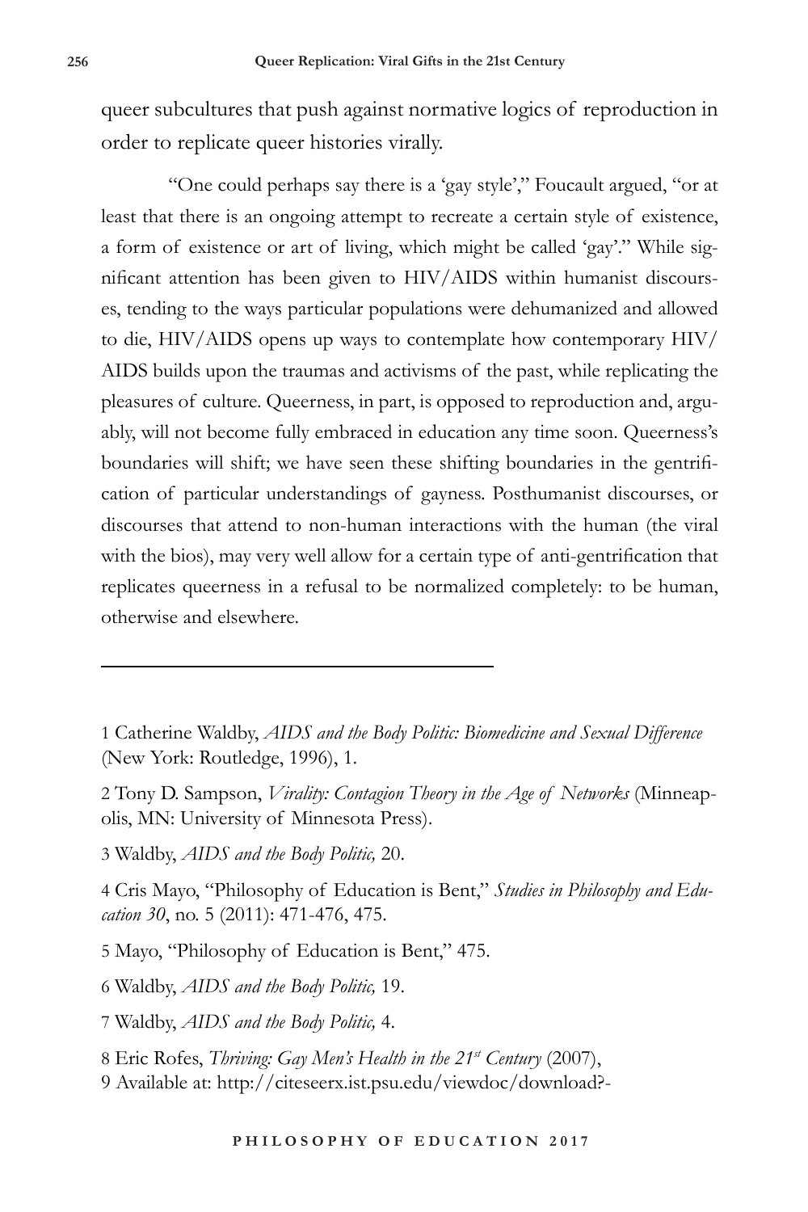queer subcultures that push against normative logics of reproduction in order to replicate queer histories virally.

"One could perhaps say there is a 'gay style'," Foucault argued, "or at least that there is an ongoing attempt to recreate a certain style of existence, a form of existence or art of living, which might be called 'gay'." While significant attention has been given to HIV/AIDS within humanist discourses, tending to the ways particular populations were dehumanized and allowed to die, HIV/AIDS opens up ways to contemplate how contemporary HIV/AIDS builds upon the traumas and activisms of the past, while replicating the pleasures of culture. Queerness, in part, is opposed to reproduction and, arguably, will not become fully embraced in education any time soon. Queerness's boundaries will shift; we have seen these shifting boundaries in the gentrification of particular understandings of gayness. Posthumanist discourses, or discourses that attend to non-human interactions with the human (the viral with the bios), may very well allow for a certain type of anti-gentrification that replicates queerness in a refusal to be normalized completely: to be human, otherwise and elsewhere.

---

1 Catherine Waldby, *AIDS and the Body Politic: Biomedicine and Sexual Difference* (New York: Routledge, 1996), 1.

2 Tony D. Sampson, *Virality: Contagion Theory in the Age of Networks* (Minneapolis, MN: University of Minnesota Press).

3 Waldby, *AIDS and the Body Politic,* 20.

4 Cris Mayo, "Philosophy of Education is Bent," *Studies in Philosophy and Education 30*, no. 5 (2011): 471-476, 475.

5 Mayo, "Philosophy of Education is Bent," 475.

6 Waldby, *AIDS and the Body Politic,* 19.

7 Waldby, *AIDS and the Body Politic,* 4.

8 Eric Rofes, *Thriving: Gay Men's Health in the 21st Century* (2007),

9 Available at: http://citeseerx.ist.psu.edu/viewdoc/download?-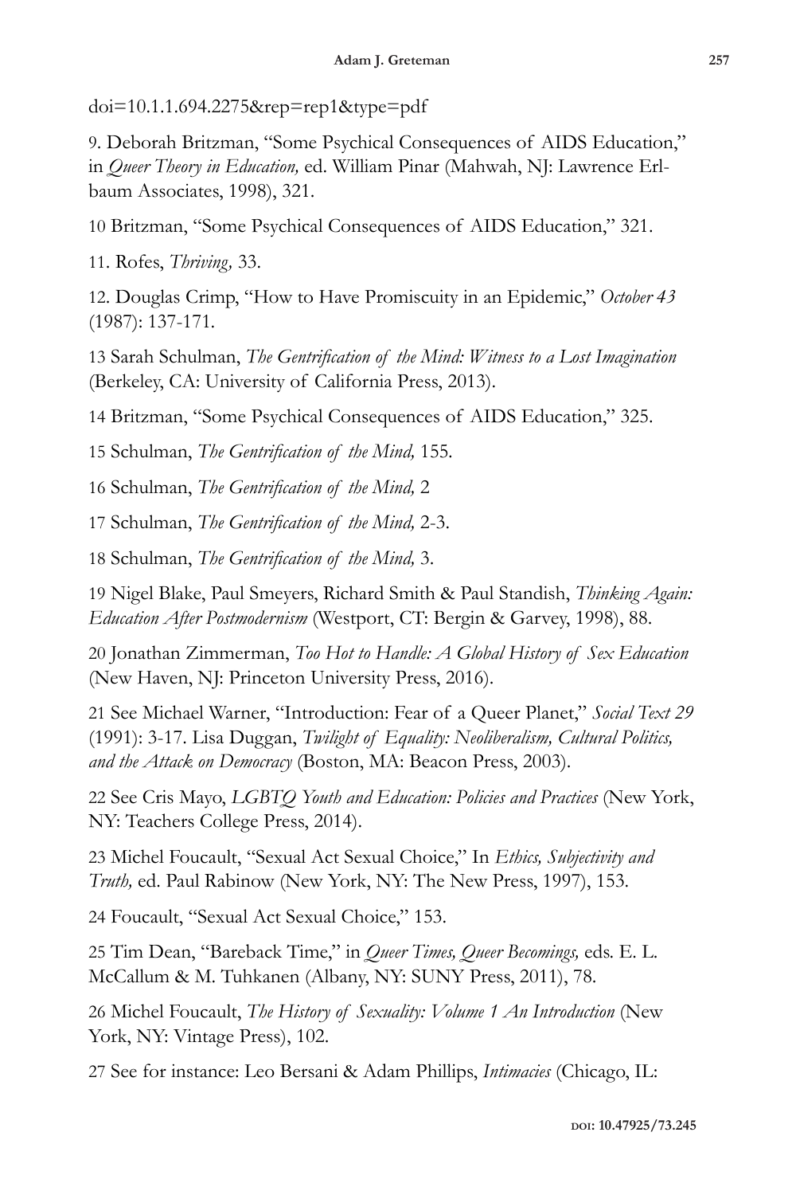doi=10.1.1.694.2275&rep=rep1&type=pdf

9. Deborah Britzman, "Some Psychical Consequences of AIDS Education," in *Queer Theory in Education,* ed. William Pinar (Mahwah, NJ: Lawrence Erlbaum Associates, 1998), 321.

10 Britzman, "Some Psychical Consequences of AIDS Education," 321.

11. Rofes, *Thriving,* 33.

12. Douglas Crimp, "How to Have Promiscuity in an Epidemic," *October 43* (1987): 137-171.

13 Sarah Schulman, *The Gentrification of the Mind: Witness to a Lost Imagination* (Berkeley, CA: University of California Press, 2013).

14 Britzman, "Some Psychical Consequences of AIDS Education," 325.

15 Schulman, *The Gentrification of the Mind,* 155.

16 Schulman, *The Gentrification of the Mind,* 2

17 Schulman, *The Gentrification of the Mind,* 2-3.

18 Schulman, *The Gentrification of the Mind,* 3.

19 Nigel Blake, Paul Smeyers, Richard Smith & Paul Standish, *Thinking Again: Education After Postmodernism* (Westport, CT: Bergin & Garvey, 1998), 88.

20 Jonathan Zimmerman, *Too Hot to Handle: A Global History of Sex Education* (New Haven, NJ: Princeton University Press, 2016).

21 See Michael Warner, "Introduction: Fear of a Queer Planet," *Social Text 29* (1991): 3-17. Lisa Duggan, *Twilight of Equality: Neoliberalism, Cultural Politics, and the Attack on Democracy* (Boston, MA: Beacon Press, 2003).

22 See Cris Mayo, *LGBTQ Youth and Education: Policies and Practices* (New York, NY: Teachers College Press, 2014).

23 Michel Foucault, "Sexual Act Sexual Choice," In *Ethics, Subjectivity and Truth,* ed. Paul Rabinow (New York, NY: The New Press, 1997), 153.

24 Foucault, "Sexual Act Sexual Choice," 153.

25 Tim Dean, "Bareback Time," in *Queer Times, Queer Becomings,* eds. E. L. McCallum & M. Tuhkanen (Albany, NY: SUNY Press, 2011), 78.

26 Michel Foucault, *The History of Sexuality: Volume 1 An Introduction* (New York, NY: Vintage Press), 102.

27 See for instance: Leo Bersani & Adam Phillips, *Intimacies* (Chicago, IL: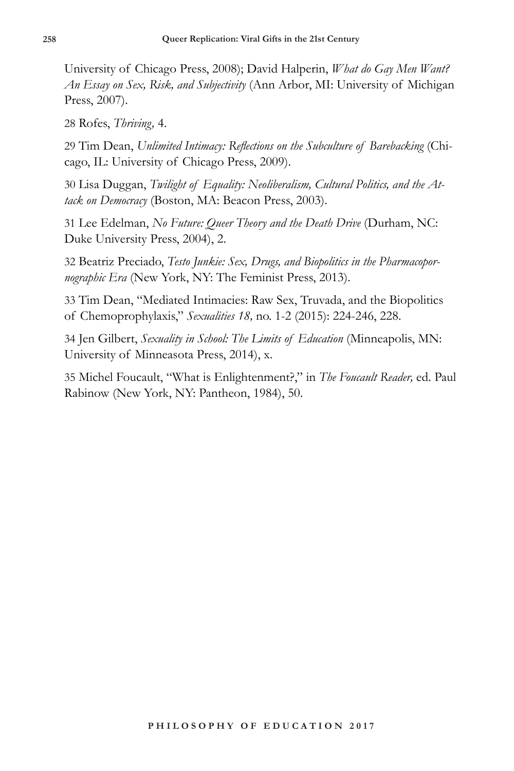University of Chicago Press, 2008); David Halperin, *What do Gay Men Want? An Essay on Sex, Risk, and Subjectivity* (Ann Arbor, MI: University of Michigan Press, 2007).

28 Rofes, *Thriving,* 4.

29 Tim Dean, *Unlimited Intimacy: Reflections on the Subculture of Barebacking* (Chicago, IL: University of Chicago Press, 2009).

30 Lisa Duggan, *Twilight of Equality: Neoliberalism, Cultural Politics, and the Attack on Democracy* (Boston, MA: Beacon Press, 2003).

31 Lee Edelman, *No Future: Queer Theory and the Death Drive* (Durham, NC: Duke University Press, 2004), 2.

32 Beatriz Preciado, *Testo Junkie: Sex, Drugs, and Biopolitics in the Pharmacopornographic Era* (New York, NY: The Feminist Press, 2013).

33 Tim Dean, "Mediated Intimacies: Raw Sex, Truvada, and the Biopolitics of Chemoprophylaxis," *Sexualities 18,* no. 1-2 (2015): 224-246, 228.

34 Jen Gilbert, *Sexuality in School: The Limits of Education* (Minneapolis, MN: University of Minneasota Press, 2014), x.

35 Michel Foucault, "What is Enlightenment?," in *The Foucault Reader,* ed. Paul Rabinow (New York, NY: Pantheon, 1984), 50.